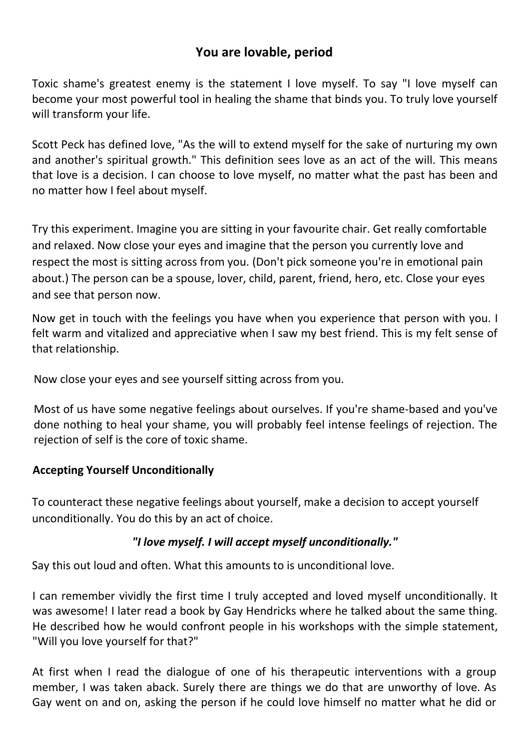# You are lovable, period

Toxic shame's greatest enemy is the statement I love myself. To say "I love myself can become your most powerful tool in healing the shame that binds you. To truly love yourself will transform your life.

Scott Peck has defined love, "As the will to extend myself for the sake of nurturing my own and another's spiritual growth." This definition sees love as an act of the will. This means that love is a decision. I can choose to love myself, no matter what the past has been and no matter how I feel about myself.

Try this experiment. Imagine you are sitting in your favourite chair. Get really comfortable and relaxed. Now close your eyes and imagine that the person you currently love and respect the most is sitting across from you. (Don't pick someone you're in emotional pain about.) The person can be a spouse, lover, child, parent, friend, hero, etc. Close your eyes and see that person now.

Now get in touch with the feelings you have when you experience that person with you. I felt warm and vitalized and appreciative when I saw my best friend. This is my felt sense of that relationship.

Now close your eyes and see yourself sitting across from you.

Most of us have some negative feelings about ourselves. If you're shame-based and you've done nothing to heal your shame, you will probably feel intense feelings of rejection. The rejection of self is the core of toxic shame.

### Accepting Yourself Unconditionally

To counteract these negative feelings about yourself, make a decision to accept yourself unconditionally. You do this by an act of choice.

***"I love myself. I will accept myself unconditionally."***

Say this out loud and often. What this amounts to is unconditional love.

I can remember vividly the first time I truly accepted and loved myself unconditionally. It was awesome! I later read a book by Gay Hendricks where he talked about the same thing. He described how he would confront people in his workshops with the simple statement, "Will you love yourself for that?"

At first when I read the dialogue of one of his therapeutic interventions with a group member, I was taken aback. Surely there are things we do that are unworthy of love. As Gay went on and on, asking the person if he could love himself no matter what he did or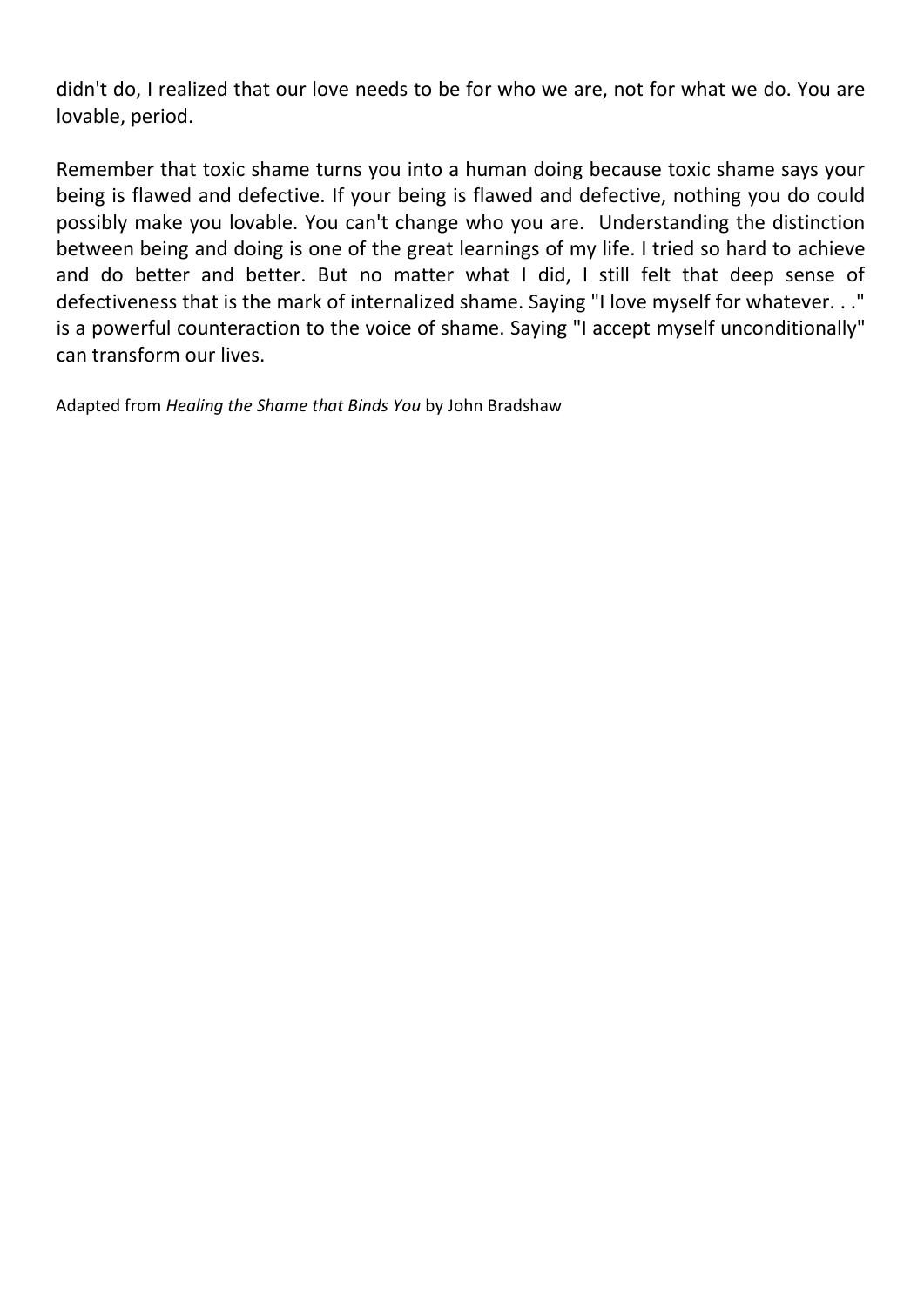didn't do, I realized that our love needs to be for who we are, not for what we do. You are lovable, period.

Remember that toxic shame turns you into a human doing because toxic shame says your being is flawed and defective. If your being is flawed and defective, nothing you do could possibly make you lovable. You can't change who you are. Understanding the distinction between being and doing is one of the great learnings of my life. I tried so hard to achieve and do better and better. But no matter what I did, I still felt that deep sense of defectiveness that is the mark of internalized shame. Saying "I love myself for whatever. . ." is a powerful counteraction to the voice of shame. Saying "I accept myself unconditionally" can transform our lives.

Adapted from *Healing the Shame that Binds You* by John Bradshaw